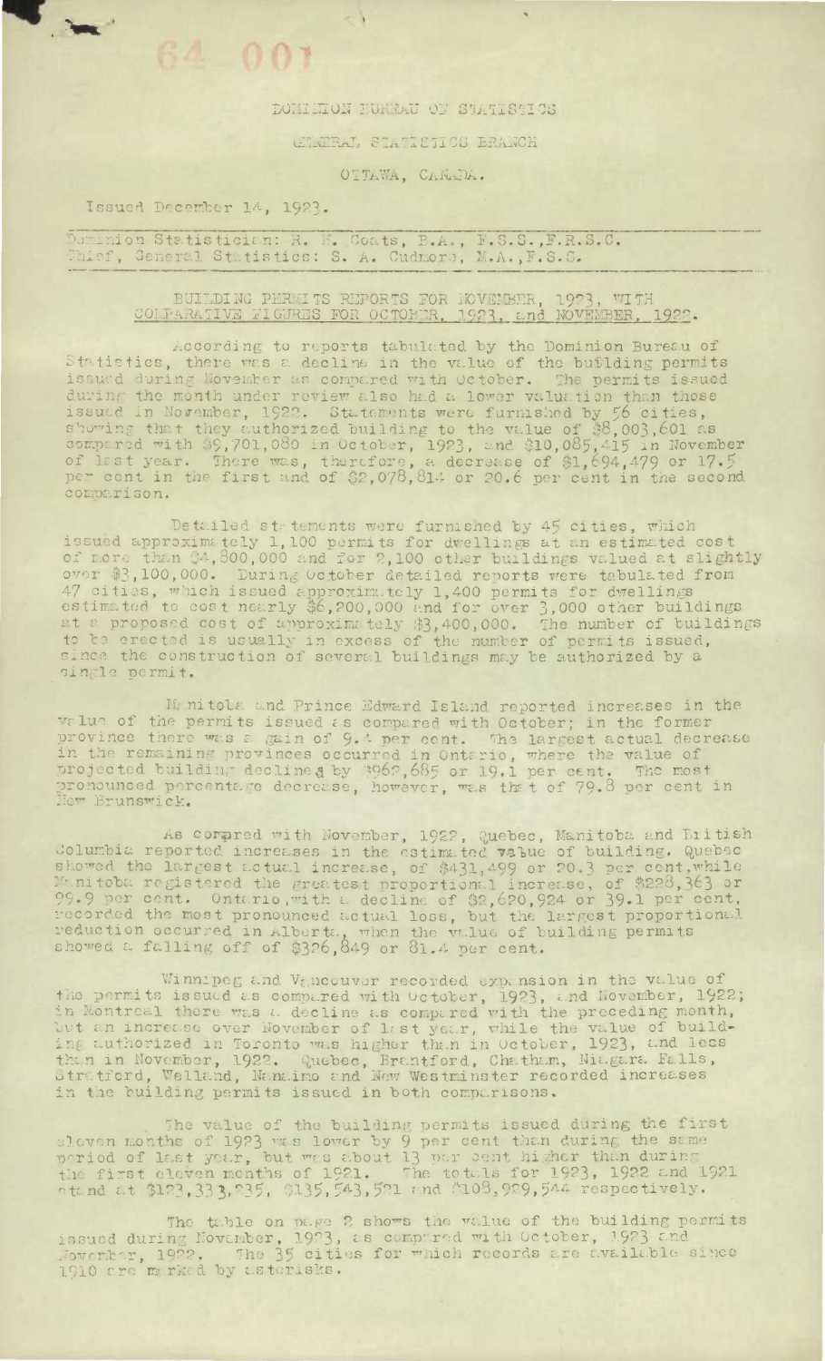64 001

DOMINION BUREAU OF STATISTICS

GENERAL STATISTICS BRANCH

OTTAWA, CANADA.

Issued December 14, 1923.

Dominion Statistician: R. H. Coats, B.A., F.S.S., F.R.S.C.
Chief, General Statistics: S. A. Cudmore, M.A., F.S.S.

## BUILDING PERMITS REPORTS FOR NOVEMBER, 1923, WITH COMPARATIVE FIGURES FOR OCTOBER, 1923, and NOVEMBER, 1922.

According to reports tabulated by the Dominion Bureau of Statistics, there was a decline in the value of the building permits issued during November as compared with October. The permits issued during the month under review also had a lower valuation than those issued in November, 1922. Statements were furnished by 56 cities, showing that they authorized building to the value of $8,003,601 as compared with $9,701,080 in October, 1923, and $10,085,415 in November of last year. There was, therefore, a decrease of $1,694,479 or 17.5 per cent in the first and of $2,078,814 or 20.6 per cent in the second comparison.

Detailed statements were furnished by 45 cities, which issued approximately 1,100 permits for dwellings at an estimated cost of more than $4,800,000 and for 2,100 other buildings valued at slightly over $3,100,000. During October detailed reports were tabulated from 47 cities, which issued approximately 1,400 permits for dwellings estimated to cost nearly $6,200,000 and for over 3,000 other buildings at a proposed cost of approximately $3,400,000. The number of buildings to be erected is usually in excess of the number of permits issued, since the construction of several buildings may be authorized by a single permit.

Manitoba and Prince Edward Island reported increases in the value of the permits issued as compared with October; in the former province there was a gain of 9.4 per cent. The largest actual decrease in the remaining provinces occurred in Ontario, where the value of projected building declined by $962,685 or 19.1 per cent. The most pronounced percentage decrease, however, was that of 79.8 per cent in New Brunswick.

As compared with November, 1922, Quebec, Manitoba and British Columbia reported increases in the estimated value of building. Quebec showed the largest actual increase, of $431,499 or 20.3 per cent, while Manitoba registered the greatest proportional increase, of $228,363 or 99.9 per cent. Ontario, with a decline of $2,620,924 or 39.1 per cent, recorded the most pronounced actual loss, but the largest proportional reduction occurred in Alberta, when the value of building permits showed a falling off of $326,849 or 81.4 per cent.

Winnipeg and Vancouver recorded expansion in the value of the permits issued as compared with October, 1923, and November, 1922; in Montreal there was a decline as compared with the preceding month, but an increase over November of last year, while the value of building authorized in Toronto was higher than in October, 1923, and less than in November, 1922. Quebec, Brantford, Chatham, Niagara Falls, Stratford, Welland, Nanaimo and New Westminster recorded increases in the building permits issued in both comparisons.

The value of the building permits issued during the first eleven months of 1923 was lower by 9 per cent than during the same period of last year, but was about 13 per cent higher than during the first eleven months of 1921. The totals for 1923, 1922 and 1921 stand at $123,333,235, $135,543,521 and $108,989,544 respectively.

The table on page 2 shows the value of the building permits issued during November, 1923, as compared with October, 1923 and November, 1922. The 35 cities for which records are available since 1910 are marked by asterisks.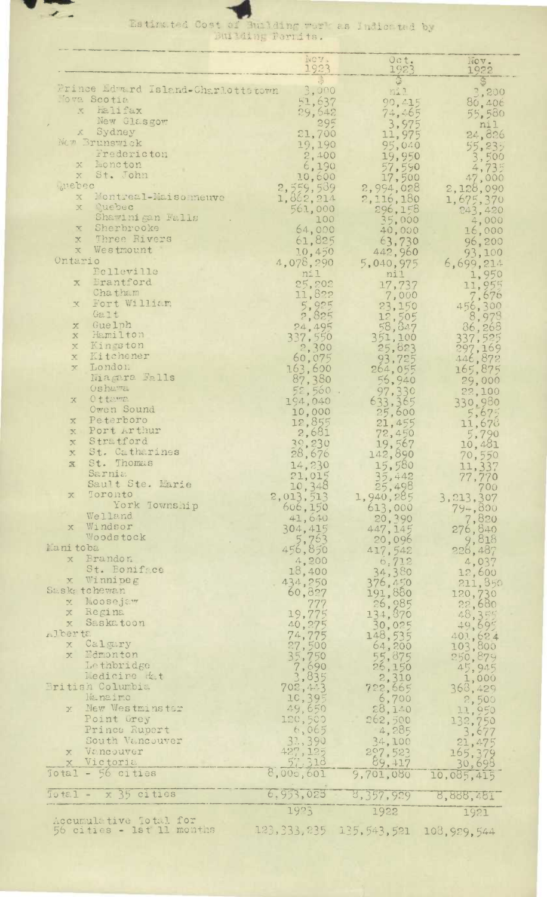# Estimated Cost of Building work as Indicated by Building Permits.

| | Nov. 1923 | Oct. 1923 | Nov. 1922 |
|---|---|---|---|
| | $ | $ | $ |
| Prince Edward Island-Charlottetown | 3,000 | nil | 3,200 |
| Nova Scotia | 51,637 | 90,415 | 80,406 |
| x Halifax | 29,642 | 74,465 | 55,580 |
| New Glasgow | 295 | 3,975 | nil |
| x Sydney | 21,700 | 11,975 | 24,826 |
| New Brunswick | 19,190 | 95,040 | 55,235 |
| Fredericton | 2,400 | 19,950 | 3,500 |
| x Moncton | 6,190 | 57,590 | 4,735 |
| x St. John | 10,600 | 17,500 | 47,000 |
| Quebec | 2,559,589 | 2,994,028 | 2,128,090 |
| x Montreal-Maisonneuve | 1,862,214 | 2,116,180 | 1,675,370 |
| x Quebec | 561,000 | 296,158 | 243,420 |
| Shawinigan Falls | 100 | 35,000 | 4,000 |
| x Sherbrooke | 64,000 | 40,000 | 16,000 |
| x Three Rivers | 61,825 | 63,730 | 96,200 |
| x Westmount | 10,450 | 442,960 | 93,100 |
| Ontario | 4,078,290 | 5,040,975 | 6,699,214 |
| Belleville | nil | nil | 1,950 |
| x Brantford | 25,202 | 17,737 | 11,955 |
| Chatham | 11,822 | 7,000 | 7,676 |
| x Fort William | 5,925 | 23,150 | 456,300 |
| Galt | 2,825 | 12,505 | 8,978 |
| x Guelph | 24,495 | 58,847 | 86,268 |
| x Hamilton | 337,550 | 351,100 | 337,525 |
| x Kingston | 2,300 | 25,823 | 297,169 |
| x Kitchener | 60,075 | 93,725 | 446,872 |
| x London | 163,600 | 264,055 | 165,875 |
| Niagara Falls | 87,380 | 56,940 | 29,000 |
| Oshawa | 52,560 | 97,330 | 22,100 |
| x Ottawa | 194,040 | 633,365 | 330,980 |
| Owen Sound | 10,000 | 25,600 | 5,675 |
| x Peterboro | 12,855 | 21,455 | 11,678 |
| x Port Arthur | 2,681 | 72,450 | 5,790 |
| x Stratford | 39,230 | 19,567 | 10,481 |
| x St. Catharines | 28,676 | 142,890 | 70,550 |
| x St. Thomas | 14,230 | 15,580 | 11,337 |
| Sarnia | 21,015 | 35,442 | 77,770 |
| Sault Ste. Marie | 10,348 | 25,498 | 700 |
| x Toronto | 2,013,513 | 1,940,285 | 3,213,307 |
| York Township | 606,150 | 613,000 | 794,800 |
| Welland | 41,640 | 20,390 | 7,820 |
| x Windsor | 304,415 | 447,145 | 276,840 |
| Woodstock | 5,763 | 20,096 | 9,818 |
| Manitoba | 456,850 | 417,542 | 228,487 |
| x Brandon | 4,200 | 6,712 | 4,037 |
| St. Boniface | 18,400 | 34,380 | 12,600 |
| x Winnipeg | 434,250 | 376,450 | 211,850 |
| Saskatchewan | 60,827 | 191,880 | 120,730 |
| x Moosejaw | 777 | 26,985 | 22,680 |
| x Regina | 19,775 | 134,870 | 48,355 |
| x Saskatoon | 40,275 | 30,025 | 49,695 |
| Alberta | 74,775 | 148,535 | 401,624 |
| x Calgary | 27,500 | 64,200 | 103,800 |
| x Edmonton | 35,750 | 55,875 | 250,879 |
| Lethbridge | 7,690 | 26,150 | 45,945 |
| Medicine Hat | 3,835 | 2,310 | 1,000 |
| British Columbia | 702,443 | 722,665 | 368,429 |
| Nanaimo | 10,395 | 6,700 | 2,500 |
| x New Westminster | 49,650 | 28,140 | 11,950 |
| Point Grey | 120,500 | 262,500 | 132,750 |
| Prince Rupert | 6,065 | 4,285 | 3,677 |
| South Vancouver | 31,390 | 34,100 | 21,475 |
| x Vancouver | 427,125 | 297,523 | 165,379 |
| x Victoria | 57,318 | 89,417 | 30,698 |
| Total - 56 cities | 8,006,601 | 9,701,080 | 10,085,415 |
| Total - x 35 cities | 6,953,023 | 8,357,929 | 8,888,481 |
| | 1923 | 1922 | 1921 |
| Accumulative Total for 56 cities - 1st 11 months | 123,333,235 | 135,543,521 | 108,929,544 |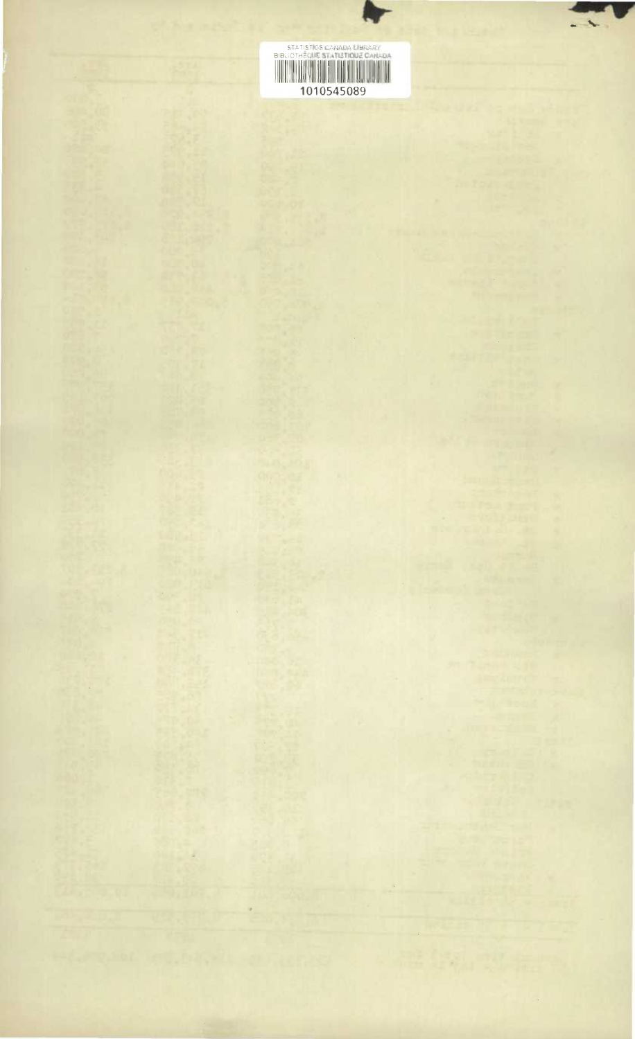STATISTICS CANADA LIBRARY
BIBLIOTHÈQUE STATISTIQUE CANADA

1010545089